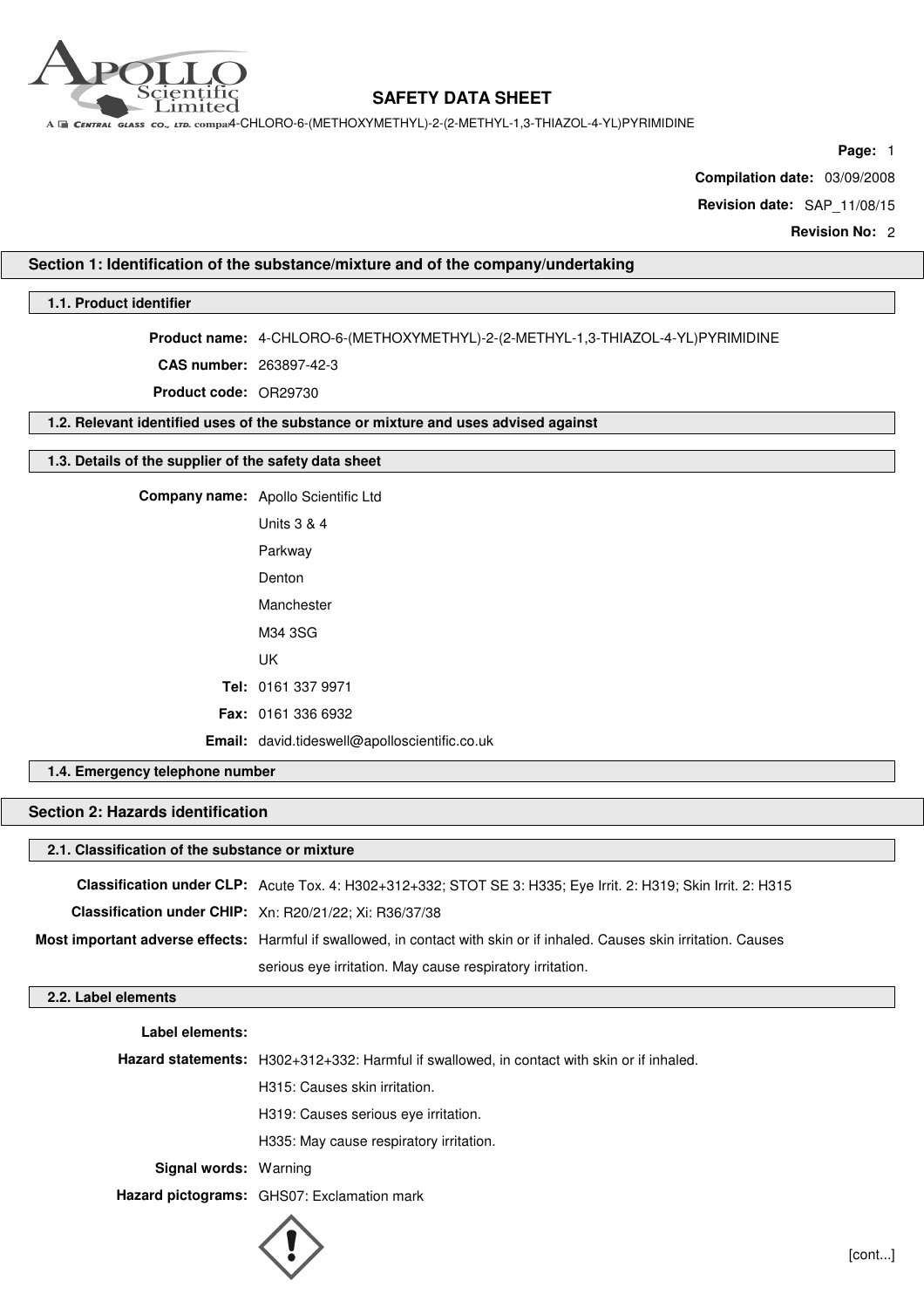# SAFETY DATA SHEET

4-CHLORO-6-(METHOXYMETHYL)-2-(2-METHYL-1,3-THIAZOL-4-YL)PYRIMIDINE

**Page:** 1

**Compilation date:** 03/09/2008

**Revision date:** SAP_11/08/15

**Revision No:** 2

## Section 1: Identification of the substance/mixture and of the company/undertaking

### 1.1. Product identifier

**Product name:** 4-CHLORO-6-(METHOXYMETHYL)-2-(2-METHYL-1,3-THIAZOL-4-YL)PYRIMIDINE

**CAS number:** 263897-42-3

**Product code:** OR29730

### 1.2. Relevant identified uses of the substance or mixture and uses advised against

### 1.3. Details of the supplier of the safety data sheet

**Company name:** Apollo Scientific Ltd

Units 3 & 4

Parkway

Denton

Manchester

M34 3SG

UK

**Tel:** 0161 337 9971

**Fax:** 0161 336 6932

**Email:** david.tideswell@apolloscientific.co.uk

### 1.4. Emergency telephone number

## Section 2: Hazards identification

### 2.1. Classification of the substance or mixture

**Classification under CLP:** Acute Tox. 4: H302+312+332; STOT SE 3: H335; Eye Irrit. 2: H319; Skin Irrit. 2: H315

**Classification under CHIP:** Xn: R20/21/22; Xi: R36/37/38

**Most important adverse effects:** Harmful if swallowed, in contact with skin or if inhaled. Causes skin irritation. Causes serious eye irritation. May cause respiratory irritation.

### 2.2. Label elements

**Label elements:**

**Hazard statements:** H302+312+332: Harmful if swallowed, in contact with skin or if inhaled.

H315: Causes skin irritation.

H319: Causes serious eye irritation.

H335: May cause respiratory irritation.

**Signal words:** Warning

**Hazard pictograms:** GHS07: Exclamation mark

[cont...]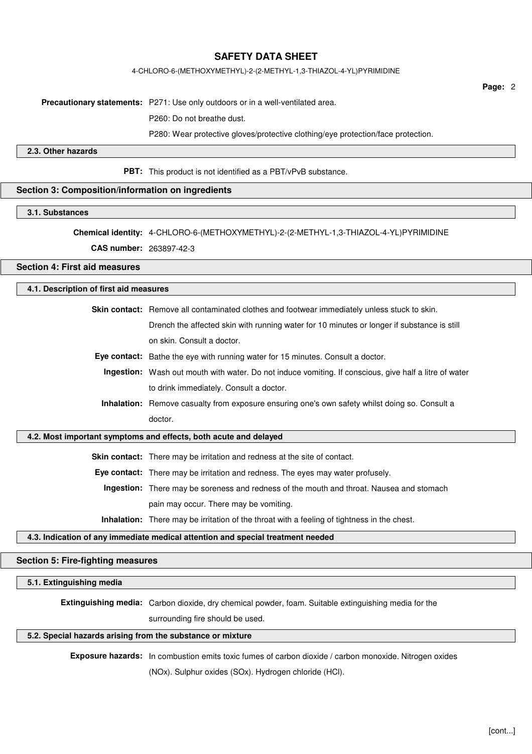**Precautionary statements:** P271: Use only outdoors or in a well-ventilated area.

P260: Do not breathe dust.

P280: Wear protective gloves/protective clothing/eye protection/face protection.

### 2.3. Other hazards

**PBT:** This product is not identified as a PBT/vPvB substance.

## Section 3: Composition/information on ingredients

### 3.1. Substances

**Chemical identity:** 4-CHLORO-6-(METHOXYMETHYL)-2-(2-METHYL-1,3-THIAZOL-4-YL)PYRIMIDINE

**CAS number:** 263897-42-3

## Section 4: First aid measures

### 4.1. Description of first aid measures

**Skin contact:** Remove all contaminated clothes and footwear immediately unless stuck to skin. Drench the affected skin with running water for 10 minutes or longer if substance is still on skin. Consult a doctor.

**Eye contact:** Bathe the eye with running water for 15 minutes. Consult a doctor.

**Ingestion:** Wash out mouth with water. Do not induce vomiting. If conscious, give half a litre of water to drink immediately. Consult a doctor.

**Inhalation:** Remove casualty from exposure ensuring one's own safety whilst doing so. Consult a doctor.

### 4.2. Most important symptoms and effects, both acute and delayed

**Skin contact:** There may be irritation and redness at the site of contact.

**Eye contact:** There may be irritation and redness. The eyes may water profusely.

**Ingestion:** There may be soreness and redness of the mouth and throat. Nausea and stomach pain may occur. There may be vomiting.

**Inhalation:** There may be irritation of the throat with a feeling of tightness in the chest.

### 4.3. Indication of any immediate medical attention and special treatment needed

## Section 5: Fire-fighting measures

### 5.1. Extinguishing media

**Extinguishing media:** Carbon dioxide, dry chemical powder, foam. Suitable extinguishing media for the surrounding fire should be used.

### 5.2. Special hazards arising from the substance or mixture

**Exposure hazards:** In combustion emits toxic fumes of carbon dioxide / carbon monoxide. Nitrogen oxides (NOx). Sulphur oxides (SOx). Hydrogen chloride (HCl).

[cont...]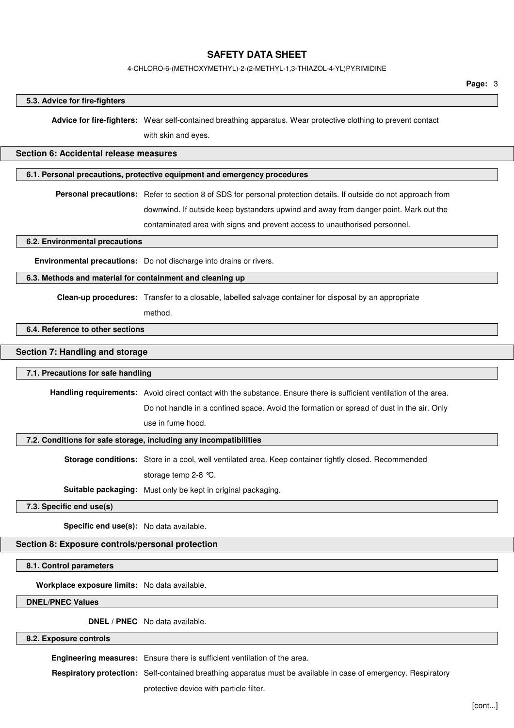### 5.3. Advice for fire-fighters

**Advice for fire-fighters:** Wear self-contained breathing apparatus. Wear protective clothing to prevent contact with skin and eyes.

## Section 6: Accidental release measures

### 6.1. Personal precautions, protective equipment and emergency procedures

**Personal precautions:** Refer to section 8 of SDS for personal protection details. If outside do not approach from downwind. If outside keep bystanders upwind and away from danger point. Mark out the contaminated area with signs and prevent access to unauthorised personnel.

### 6.2. Environmental precautions

**Environmental precautions:** Do not discharge into drains or rivers.

### 6.3. Methods and material for containment and cleaning up

**Clean-up procedures:** Transfer to a closable, labelled salvage container for disposal by an appropriate method.

### 6.4. Reference to other sections

## Section 7: Handling and storage

### 7.1. Precautions for safe handling

**Handling requirements:** Avoid direct contact with the substance. Ensure there is sufficient ventilation of the area. Do not handle in a confined space. Avoid the formation or spread of dust in the air. Only use in fume hood.

### 7.2. Conditions for safe storage, including any incompatibilities

**Storage conditions:** Store in a cool, well ventilated area. Keep container tightly closed. Recommended storage temp 2-8 °C.

**Suitable packaging:** Must only be kept in original packaging.

### 7.3. Specific end use(s)

**Specific end use(s):** No data available.

## Section 8: Exposure controls/personal protection

### 8.1. Control parameters

**Workplace exposure limits:** No data available.

### DNEL/PNEC Values

**DNEL / PNEC** No data available.

### 8.2. Exposure controls

**Engineering measures:** Ensure there is sufficient ventilation of the area.

**Respiratory protection:** Self-contained breathing apparatus must be available in case of emergency. Respiratory protective device with particle filter.

[cont...]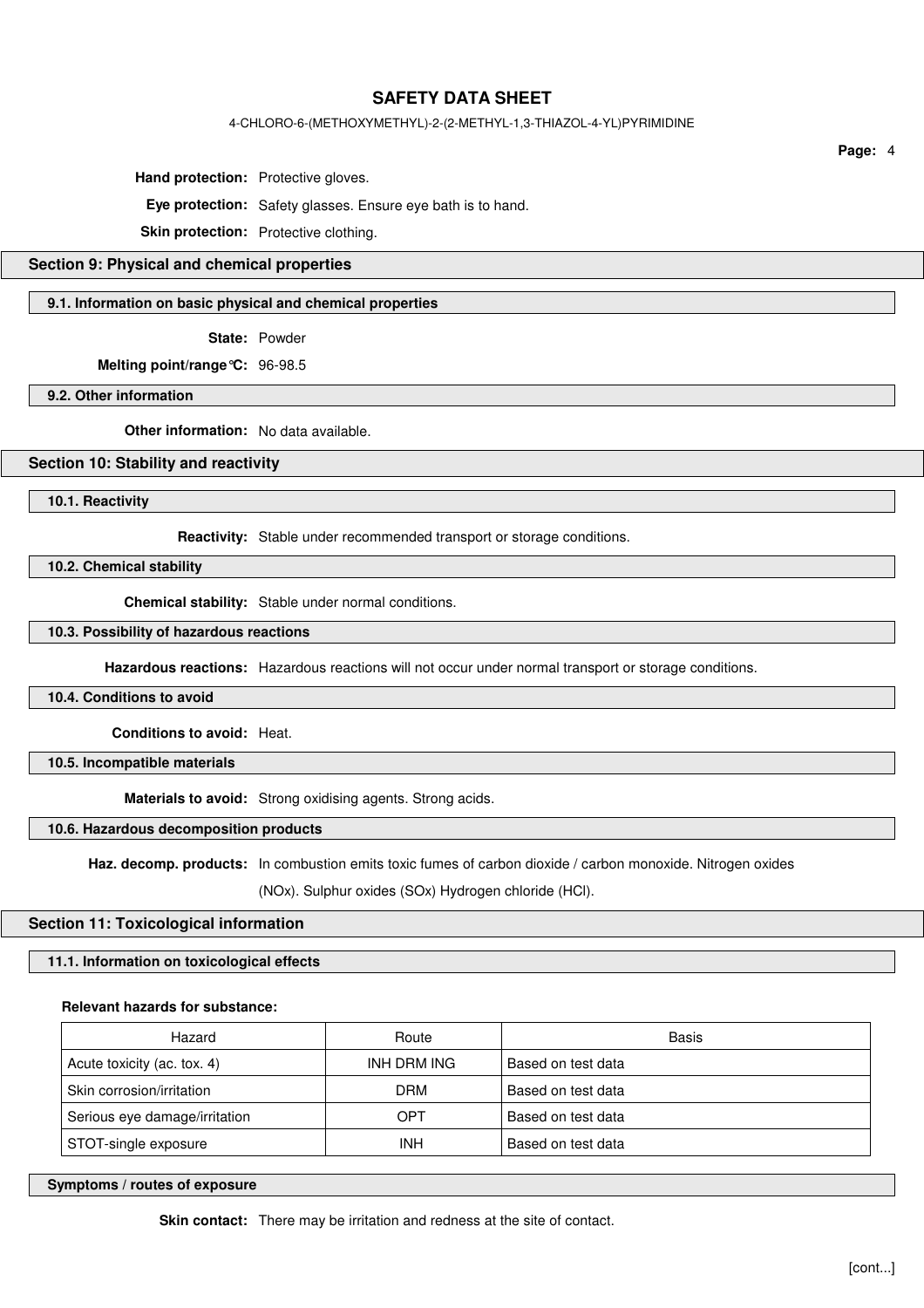**Hand protection:** Protective gloves.

**Eye protection:** Safety glasses. Ensure eye bath is to hand.

**Skin protection:** Protective clothing.

## Section 9: Physical and chemical properties

### 9.1. Information on basic physical and chemical properties

**State:** Powder

**Melting point/range°C:** 96-98.5

### 9.2. Other information

**Other information:** No data available.

## Section 10: Stability and reactivity

### 10.1. Reactivity

**Reactivity:** Stable under recommended transport or storage conditions.

### 10.2. Chemical stability

**Chemical stability:** Stable under normal conditions.

### 10.3. Possibility of hazardous reactions

**Hazardous reactions:** Hazardous reactions will not occur under normal transport or storage conditions.

### 10.4. Conditions to avoid

**Conditions to avoid:** Heat.

### 10.5. Incompatible materials

**Materials to avoid:** Strong oxidising agents. Strong acids.

### 10.6. Hazardous decomposition products

**Haz. decomp. products:** In combustion emits toxic fumes of carbon dioxide / carbon monoxide. Nitrogen oxides (NOx). Sulphur oxides (SOx) Hydrogen chloride (HCl).

## Section 11: Toxicological information

### 11.1. Information on toxicological effects

**Relevant hazards for substance:**

| Hazard | Route | Basis |
|---|---|---|
| Acute toxicity (ac. tox. 4) | INH DRM ING | Based on test data |
| Skin corrosion/irritation | DRM | Based on test data |
| Serious eye damage/irritation | OPT | Based on test data |
| STOT-single exposure | INH | Based on test data |

### Symptoms / routes of exposure

**Skin contact:** There may be irritation and redness at the site of contact.

[cont...]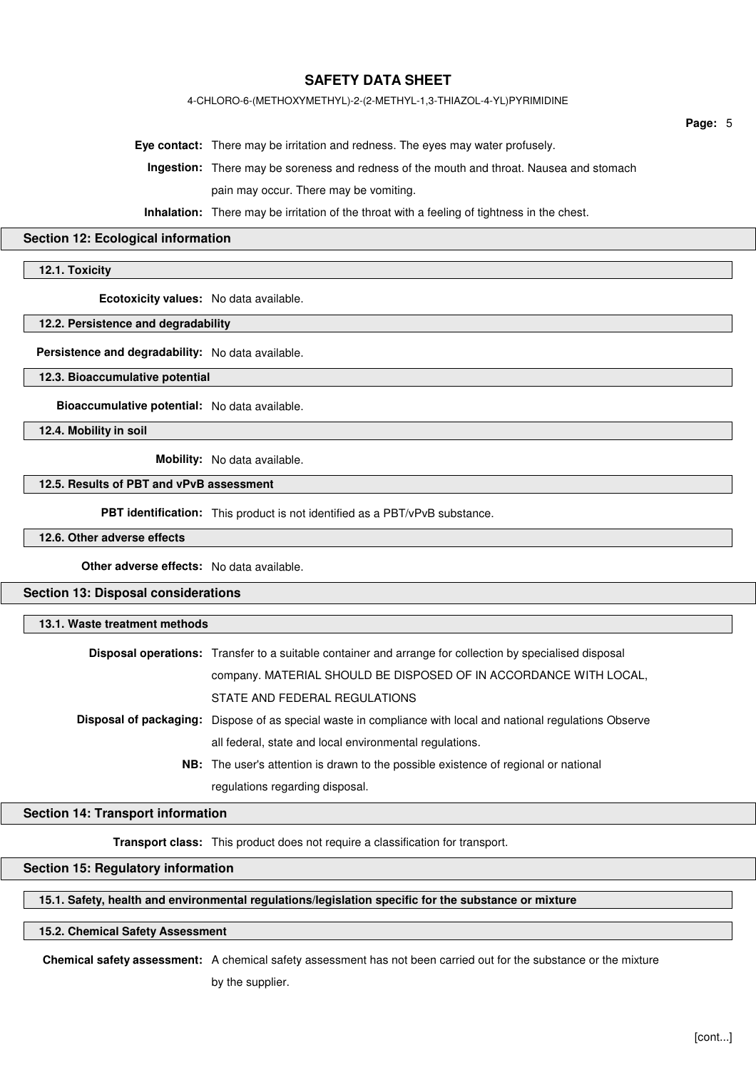**Eye contact:** There may be irritation and redness. The eyes may water profusely.

**Ingestion:** There may be soreness and redness of the mouth and throat. Nausea and stomach pain may occur. There may be vomiting.

**Inhalation:** There may be irritation of the throat with a feeling of tightness in the chest.

## Section 12: Ecological information

### 12.1. Toxicity

**Ecotoxicity values:** No data available.

### 12.2. Persistence and degradability

**Persistence and degradability:** No data available.

### 12.3. Bioaccumulative potential

**Bioaccumulative potential:** No data available.

### 12.4. Mobility in soil

**Mobility:** No data available.

### 12.5. Results of PBT and vPvB assessment

**PBT identification:** This product is not identified as a PBT/vPvB substance.

### 12.6. Other adverse effects

**Other adverse effects:** No data available.

## Section 13: Disposal considerations

### 13.1. Waste treatment methods

**Disposal operations:** Transfer to a suitable container and arrange for collection by specialised disposal company. MATERIAL SHOULD BE DISPOSED OF IN ACCORDANCE WITH LOCAL, STATE AND FEDERAL REGULATIONS

**Disposal of packaging:** Dispose of as special waste in compliance with local and national regulations Observe all federal, state and local environmental regulations.

**NB:** The user's attention is drawn to the possible existence of regional or national regulations regarding disposal.

## Section 14: Transport information

**Transport class:** This product does not require a classification for transport.

## Section 15: Regulatory information

### 15.1. Safety, health and environmental regulations/legislation specific for the substance or mixture

### 15.2. Chemical Safety Assessment

**Chemical safety assessment:** A chemical safety assessment has not been carried out for the substance or the mixture by the supplier.

[cont...]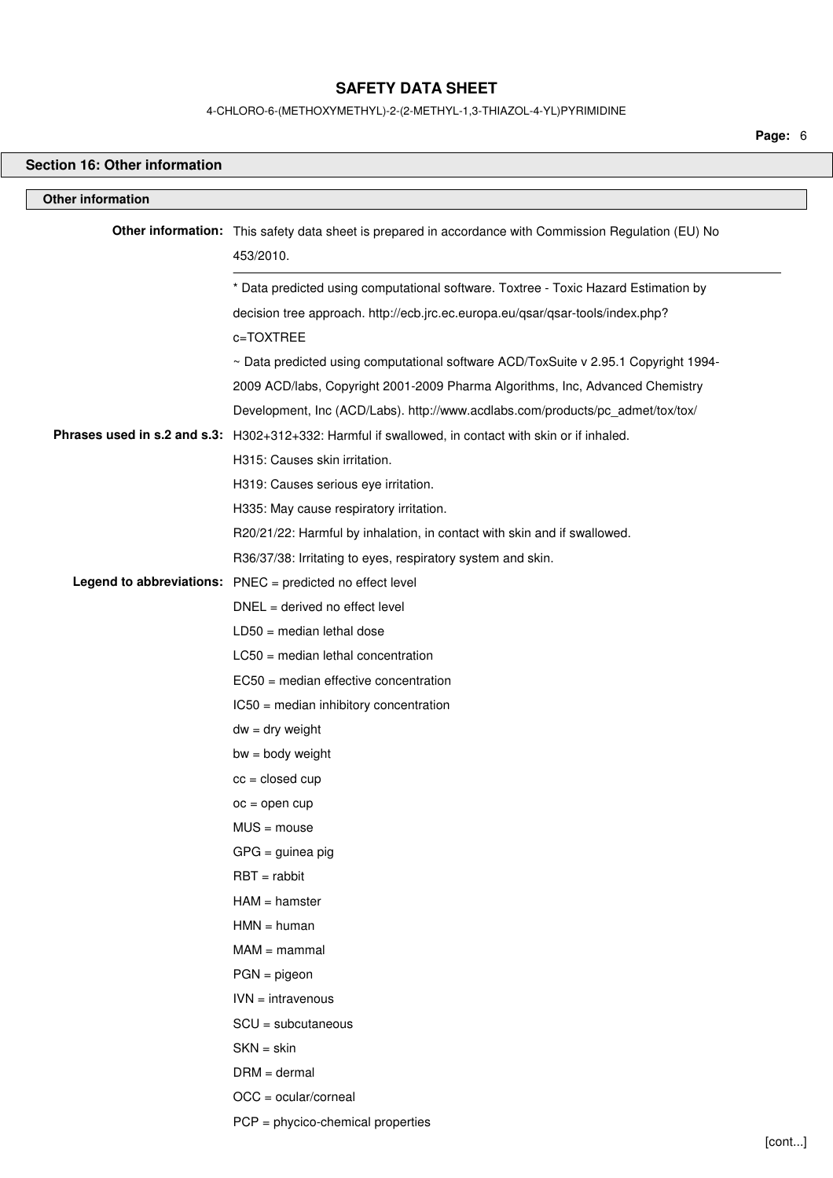## Section 16: Other information

### Other information

**Other information:** This safety data sheet is prepared in accordance with Commission Regulation (EU) No 453/2010.

---

* Data predicted using computational software. Toxtree - Toxic Hazard Estimation by decision tree approach. http://ecb.jrc.ec.europa.eu/qsar/qsar-tools/index.php?c=TOXTREE

~ Data predicted using computational software ACD/ToxSuite v 2.95.1 Copyright 1994-2009 ACD/labs, Copyright 2001-2009 Pharma Algorithms, Inc, Advanced Chemistry Development, Inc (ACD/Labs). http://www.acdlabs.com/products/pc_admet/tox/tox/

**Phrases used in s.2 and s.3:** H302+312+332: Harmful if swallowed, in contact with skin or if inhaled.

H315: Causes skin irritation.

H319: Causes serious eye irritation.

H335: May cause respiratory irritation.

R20/21/22: Harmful by inhalation, in contact with skin and if swallowed.

R36/37/38: Irritating to eyes, respiratory system and skin.

**Legend to abbreviations:** PNEC = predicted no effect level

DNEL = derived no effect level

LD50 = median lethal dose

LC50 = median lethal concentration

EC50 = median effective concentration

IC50 = median inhibitory concentration

dw = dry weight

bw = body weight

cc = closed cup

oc = open cup

MUS = mouse

GPG = guinea pig

RBT = rabbit

HAM = hamster

HMN = human

MAM = mammal

PGN = pigeon

IVN = intravenous

SCU = subcutaneous

SKN = skin

DRM = dermal

OCC = ocular/corneal

PCP = phycico-chemical properties

[cont...]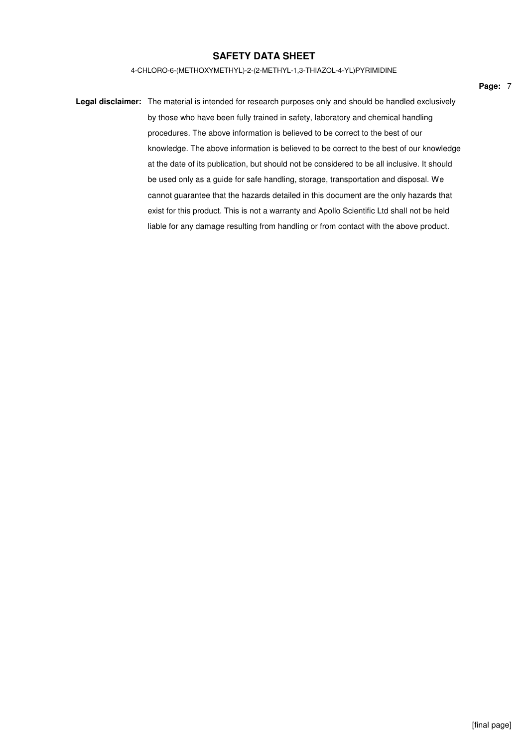**Legal disclaimer:** The material is intended for research purposes only and should be handled exclusively by those who have been fully trained in safety, laboratory and chemical handling procedures. The above information is believed to be correct to the best of our knowledge. The above information is believed to be correct to the best of our knowledge at the date of its publication, but should not be considered to be all inclusive. It should be used only as a guide for safe handling, storage, transportation and disposal. We cannot guarantee that the hazards detailed in this document are the only hazards that exist for this product. This is not a warranty and Apollo Scientific Ltd shall not be held liable for any damage resulting from handling or from contact with the above product.

[final page]